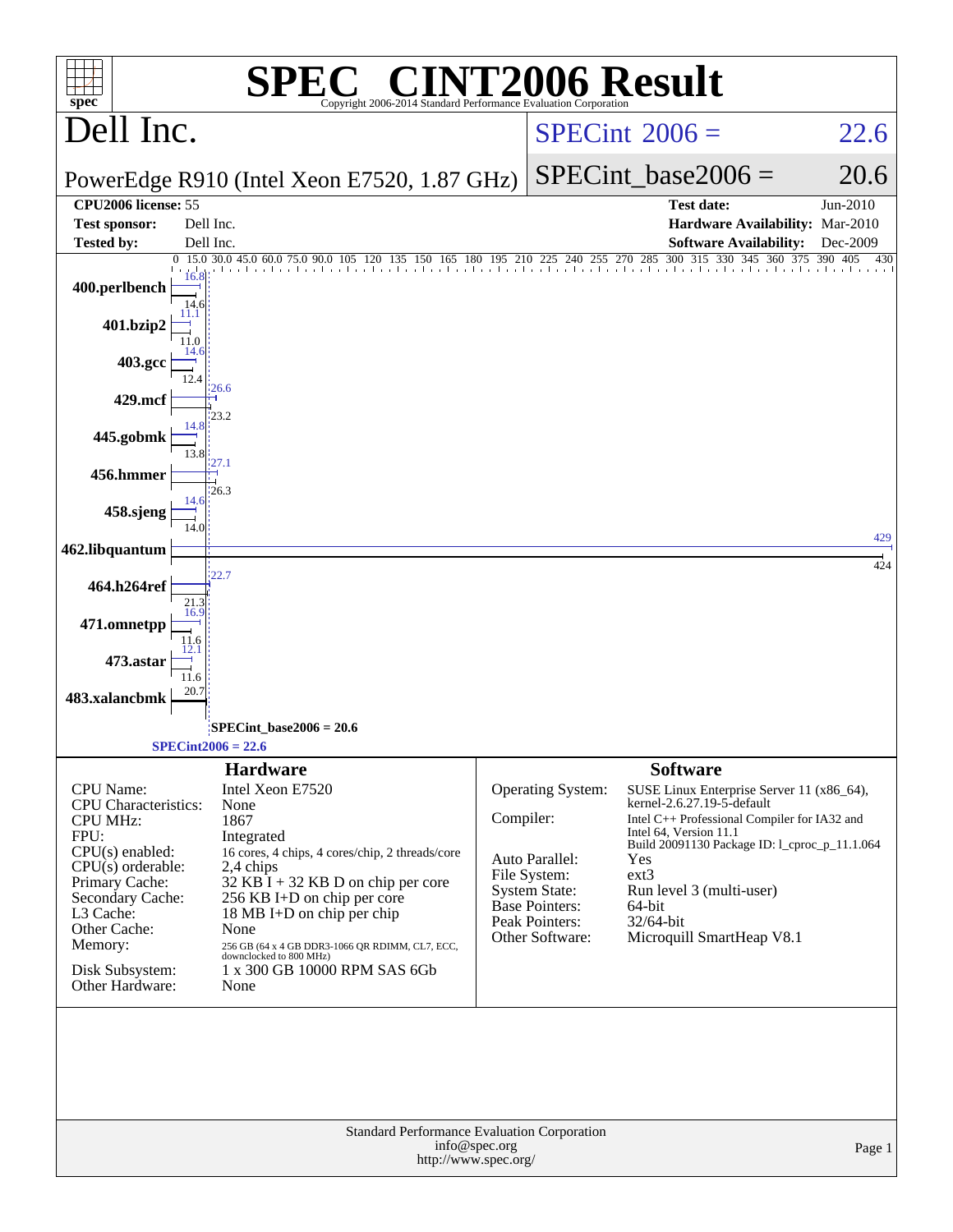# SPEC® CINT2006 Result

Copyright 2006-2014 Standard Performance Evaluation Corporation

## Dell Inc.

PowerEdge R910 (Intel Xeon E7520, 1.87 GHz)

SPECint 2006 = 22.6

SPECint_base2006 = 20.6

| | | | |
|---|---|---|---|
| **CPU2006 license:** 55 | | **Test date:** | Jun-2010 |
| **Test sponsor:** | Dell Inc. | **Hardware Availability:** | Mar-2010 |
| **Tested by:** | Dell Inc. | **Software Availability:** | Dec-2009 |

| Benchmark | Peak | Base |
|---|---|---|
| 400.perlbench | 16.8 | 14.6 |
| 401.bzip2 | 11.1 | 11.0 |
| 403.gcc | 14.6 | 12.4 |
| 429.mcf | 26.6 | 23.2 |
| 445.gobmk | 14.8 | 13.8 |
| 456.hmmer | 27.1 | 26.3 |
| 458.sjeng | 14.6 | 14.0 |
| 462.libquantum | 429 | 424 |
| 464.h264ref | 22.7 | 21.3 |
| 471.omnetpp | 16.9 | 11.6 |
| 473.astar | 12.1 | 11.6 |
| 483.xalancbmk | 20.7 | |

SPECint_base2006 = 20.6

SPECint2006 = 22.6

### Hardware

| | |
|---|---|
| CPU Name: | Intel Xeon E7520 |
| CPU Characteristics: | None |
| CPU MHz: | 1867 |
| FPU: | Integrated |
| CPU(s) enabled: | 16 cores, 4 chips, 4 cores/chip, 2 threads/core |
| CPU(s) orderable: | 2,4 chips |
| Primary Cache: | 32 KB I + 32 KB D on chip per core |
| Secondary Cache: | 256 KB I+D on chip per core |
| L3 Cache: | 18 MB I+D on chip per chip |
| Other Cache: | None |
| Memory: | 256 GB (64 x 4 GB DDR3-1066 QR RDIMM, CL7, ECC, downclocked to 800 MHz) |
| Disk Subsystem: | 1 x 300 GB 10000 RPM SAS 6Gb |
| Other Hardware: | None |

### Software

| | |
|---|---|
| Operating System: | SUSE Linux Enterprise Server 11 (x86_64), kernel-2.6.27.19-5-default |
| Compiler: | Intel C++ Professional Compiler for IA32 and Intel 64, Version 11.1 Build 20091130 Package ID: l_cproc_p_11.1.064 |
| Auto Parallel: | Yes |
| File System: | ext3 |
| System State: | Run level 3 (multi-user) |
| Base Pointers: | 64-bit |
| Peak Pointers: | 32/64-bit |
| Other Software: | Microquill SmartHeap V8.1 |

Standard Performance Evaluation Corporation
info@spec.org
http://www.spec.org/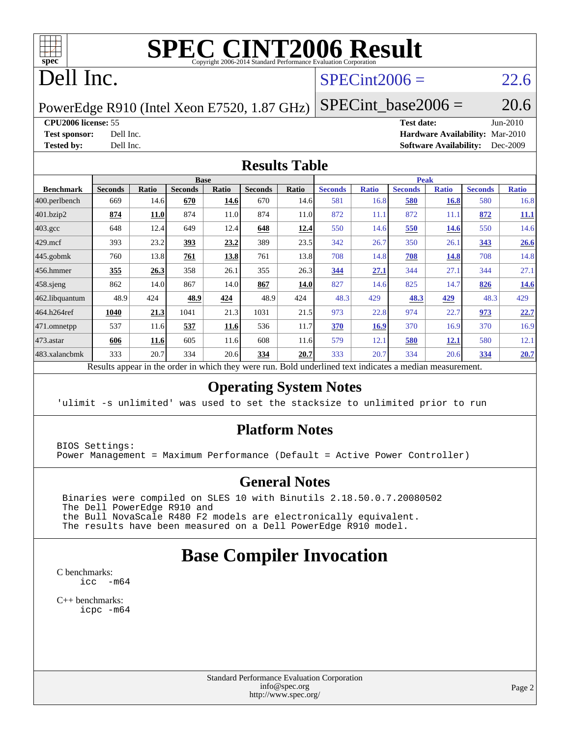# SPEC CINT2006 Result

Copyright 2006-2014 Standard Performance Evaluation Corporation

# Dell Inc.

PowerEdge R910 (Intel Xeon E7520, 1.87 GHz)

SPECint2006 = 22.6

SPECint_base2006 = 20.6

**CPU2006 license:** 55
**Test sponsor:** Dell Inc.
**Tested by:** Dell Inc.

**Test date:** Jun-2010
**Hardware Availability:** Mar-2010
**Software Availability:** Dec-2009

## Results Table

| Benchmark | Base | | | | | | Peak | | | | | |
|---|---|---|---|---|---|---|---|---|---|---|---|---|
| | Seconds | Ratio | Seconds | Ratio | Seconds | Ratio | Seconds | Ratio | Seconds | Ratio | Seconds | Ratio |
| 400.perlbench | 669 | 14.6 | **670** | **14.6** | 670 | 14.6 | 581 | 16.8 | **580** | **16.8** | 580 | 16.8 |
| 401.bzip2 | **874** | **11.0** | 874 | 11.0 | 874 | 11.0 | 872 | 11.1 | 872 | 11.1 | **872** | **11.1** |
| 403.gcc | 648 | 12.4 | 649 | 12.4 | **648** | **12.4** | 550 | 14.6 | **550** | **14.6** | 550 | 14.6 |
| 429.mcf | 393 | 23.2 | **393** | **23.2** | 389 | 23.5 | 342 | 26.7 | 350 | 26.1 | **343** | **26.6** |
| 445.gobmk | 760 | 13.8 | **761** | **13.8** | 761 | 13.8 | 708 | 14.8 | **708** | **14.8** | 708 | 14.8 |
| 456.hmmer | **355** | **26.3** | 358 | 26.1 | 355 | 26.3 | **344** | **27.1** | 344 | 27.1 | 344 | 27.1 |
| 458.sjeng | 862 | 14.0 | 867 | 14.0 | **867** | **14.0** | 827 | 14.6 | 825 | 14.7 | **826** | **14.6** |
| 462.libquantum | 48.9 | 424 | **48.9** | **424** | 48.9 | 424 | 48.3 | 429 | **48.3** | **429** | 48.3 | 429 |
| 464.h264ref | **1040** | **21.3** | 1041 | 21.3 | 1031 | 21.5 | 973 | 22.8 | 974 | 22.7 | **973** | **22.7** |
| 471.omnetpp | 537 | 11.6 | **537** | **11.6** | 536 | 11.7 | **370** | **16.9** | 370 | 16.9 | 370 | 16.9 |
| 473.astar | **606** | **11.6** | 605 | 11.6 | 608 | 11.6 | 579 | 12.1 | **580** | **12.1** | 580 | 12.1 |
| 483.xalancbmk | 333 | 20.7 | 334 | 20.6 | **334** | **20.7** | 333 | 20.7 | 334 | 20.6 | **334** | **20.7** |

Results appear in the order in which they were run. Bold underlined text indicates a median measurement.

## Operating System Notes

```
'ulimit -s unlimited' was used to set the stacksize to unlimited prior to run
```

## Platform Notes

```
BIOS Settings:
Power Management = Maximum Performance (Default = Active Power Controller)
```

## General Notes

```
Binaries were compiled on SLES 10 with Binutils 2.18.50.0.7.20080502
The Dell PowerEdge R910 and
the Bull NovaScale R480 F2 models are electronically equivalent.
The results have been measured on a Dell PowerEdge R910 model.
```

# Base Compiler Invocation

C benchmarks:
```
icc  -m64
```

C++ benchmarks:
```
icpc -m64
```

Standard Performance Evaluation Corporation
info@spec.org
http://www.spec.org/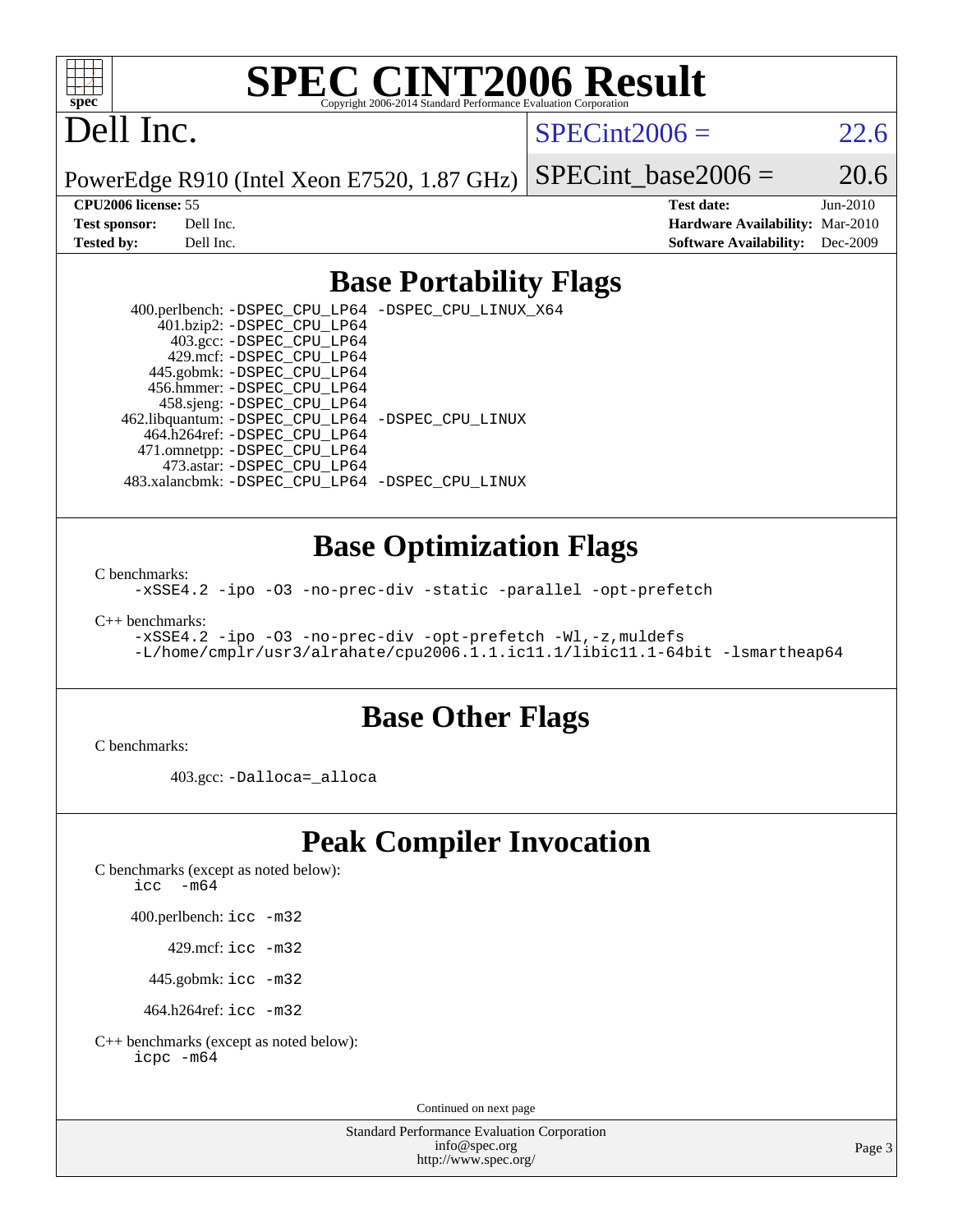# SPEC CINT2006 Result

Copyright 2006-2014 Standard Performance Evaluation Corporation

## Dell Inc.

PowerEdge R910 (Intel Xeon E7520, 1.87 GHz)

SPECint2006 = 22.6

SPECint_base2006 = 20.6

**CPU2006 license:** 55
**Test sponsor:** Dell Inc.
**Tested by:** Dell Inc.

**Test date:** Jun-2010
**Hardware Availability:** Mar-2010
**Software Availability:** Dec-2009

## Base Portability Flags

400.perlbench: `-DSPEC_CPU_LP64 -DSPEC_CPU_LINUX_X64`
401.bzip2: `-DSPEC_CPU_LP64`
403.gcc: `-DSPEC_CPU_LP64`
429.mcf: `-DSPEC_CPU_LP64`
445.gobmk: `-DSPEC_CPU_LP64`
456.hmmer: `-DSPEC_CPU_LP64`
458.sjeng: `-DSPEC_CPU_LP64`
462.libquantum: `-DSPEC_CPU_LP64 -DSPEC_CPU_LINUX`
464.h264ref: `-DSPEC_CPU_LP64`
471.omnetpp: `-DSPEC_CPU_LP64`
473.astar: `-DSPEC_CPU_LP64`
483.xalancbmk: `-DSPEC_CPU_LP64 -DSPEC_CPU_LINUX`

## Base Optimization Flags

C benchmarks:
`-xSSE4.2 -ipo -O3 -no-prec-div -static -parallel -opt-prefetch`

C++ benchmarks:
`-xSSE4.2 -ipo -O3 -no-prec-div -opt-prefetch -Wl,-z,muldefs`
`-L/home/cmplr/usr3/alrahate/cpu2006.1.1.ic11.1/libic11.1-64bit -lsmartheap64`

## Base Other Flags

C benchmarks:

403.gcc: `-Dalloca=_alloca`

## Peak Compiler Invocation

C benchmarks (except as noted below):
`icc -m64`

400.perlbench: `icc -m32`

429.mcf: `icc -m32`

445.gobmk: `icc -m32`

464.h264ref: `icc -m32`

C++ benchmarks (except as noted below):
`icpc -m64`

Continued on next page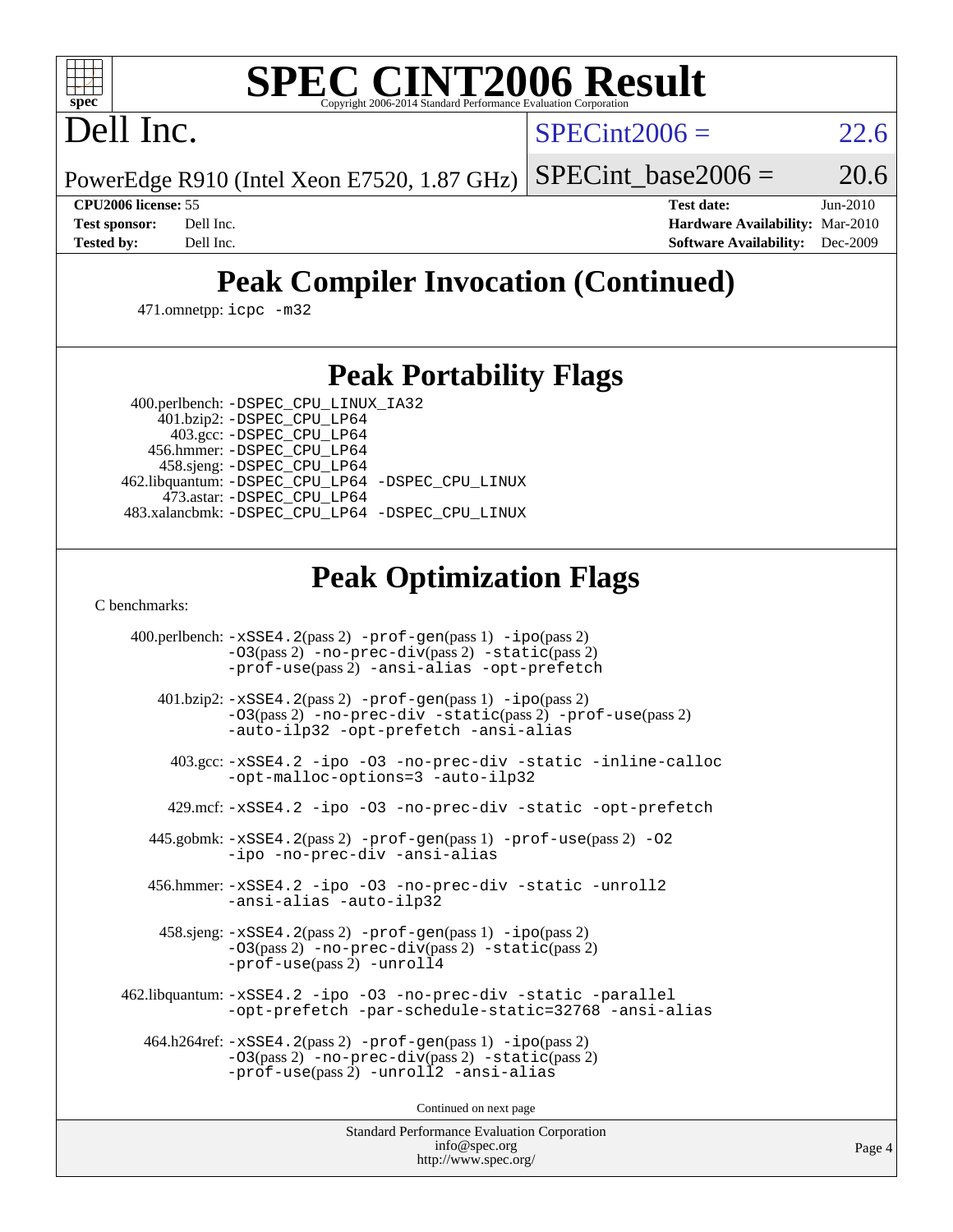# SPEC CINT2006 Result

Dell Inc.

PowerEdge R910 (Intel Xeon E7520, 1.87 GHz)

SPECint2006 = 22.6

SPECint_base2006 = 20.6

**CPU2006 license:** 55
**Test sponsor:** Dell Inc.
**Tested by:** Dell Inc.
**Test date:** Jun-2010
**Hardware Availability:** Mar-2010
**Software Availability:** Dec-2009

## Peak Compiler Invocation (Continued)

471.omnetpp: icpc -m32

## Peak Portability Flags

400.perlbench: -DSPEC_CPU_LINUX_IA32
401.bzip2: -DSPEC_CPU_LP64
403.gcc: -DSPEC_CPU_LP64
456.hmmer: -DSPEC_CPU_LP64
458.sjeng: -DSPEC_CPU_LP64
462.libquantum: -DSPEC_CPU_LP64 -DSPEC_CPU_LINUX
473.astar: -DSPEC_CPU_LP64
483.xalancbmk: -DSPEC_CPU_LP64 -DSPEC_CPU_LINUX

## Peak Optimization Flags

C benchmarks:

400.perlbench: -xSSE4.2(pass 2) -prof-gen(pass 1) -ipo(pass 2) -O3(pass 2) -no-prec-div(pass 2) -static(pass 2) -prof-use(pass 2) -ansi-alias -opt-prefetch

401.bzip2: -xSSE4.2(pass 2) -prof-gen(pass 1) -ipo(pass 2) -O3(pass 2) -no-prec-div -static(pass 2) -prof-use(pass 2) -auto-ilp32 -opt-prefetch -ansi-alias

403.gcc: -xSSE4.2 -ipo -O3 -no-prec-div -static -inline-calloc -opt-malloc-options=3 -auto-ilp32

429.mcf: -xSSE4.2 -ipo -O3 -no-prec-div -static -opt-prefetch

445.gobmk: -xSSE4.2(pass 2) -prof-gen(pass 1) -prof-use(pass 2) -O2 -ipo -no-prec-div -ansi-alias

456.hmmer: -xSSE4.2 -ipo -O3 -no-prec-div -static -unroll2 -ansi-alias -auto-ilp32

458.sjeng: -xSSE4.2(pass 2) -prof-gen(pass 1) -ipo(pass 2) -O3(pass 2) -no-prec-div(pass 2) -static(pass 2) -prof-use(pass 2) -unroll4

462.libquantum: -xSSE4.2 -ipo -O3 -no-prec-div -static -parallel -opt-prefetch -par-schedule-static=32768 -ansi-alias

464.h264ref: -xSSE4.2(pass 2) -prof-gen(pass 1) -ipo(pass 2) -O3(pass 2) -no-prec-div(pass 2) -static(pass 2) -prof-use(pass 2) -unroll2 -ansi-alias

Continued on next page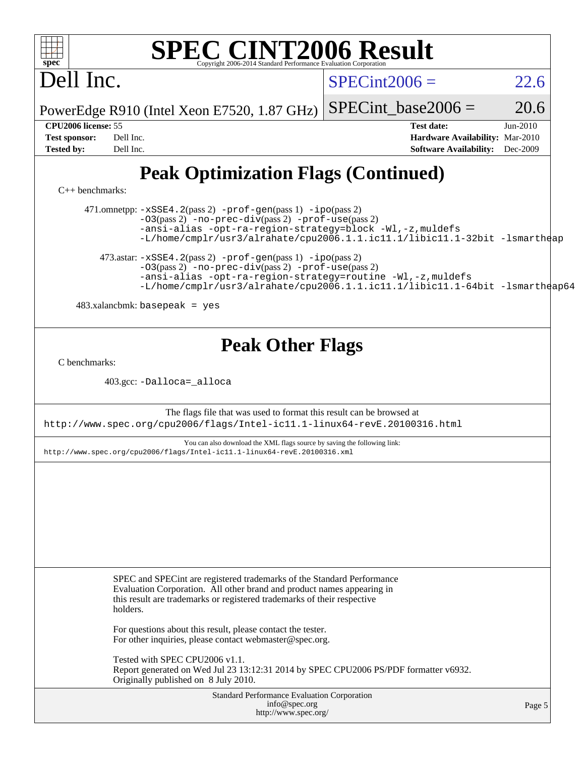# Peak Optimization Flags (Continued)

C++ benchmarks:

471.omnetpp: -xSSE4.2(pass 2) -prof-gen(pass 1) -ipo(pass 2) -O3(pass 2) -no-prec-div(pass 2) -prof-use(pass 2) -ansi-alias -opt-ra-region-strategy=block -Wl,-z,muldefs -L/home/cmplr/usr3/alrahate/cpu2006.1.1.ic11.1/libic11.1-32bit -lsmartheap

473.astar: -xSSE4.2(pass 2) -prof-gen(pass 1) -ipo(pass 2) -O3(pass 2) -no-prec-div(pass 2) -prof-use(pass 2) -ansi-alias -opt-ra-region-strategy=routine -Wl,-z,muldefs -L/home/cmplr/usr3/alrahate/cpu2006.1.1.ic11.1/libic11.1-64bit -lsmartheap64

483.xalancbmk: basepeak = yes

# Peak Other Flags

C benchmarks:

403.gcc: -Dalloca=_alloca

The flags file that was used to format this result can be browsed at
http://www.spec.org/cpu2006/flags/Intel-ic11.1-linux64-revE.20100316.html

You can also download the XML flags source by saving the following link:
http://www.spec.org/cpu2006/flags/Intel-ic11.1-linux64-revE.20100316.xml

SPEC and SPECint are registered trademarks of the Standard Performance Evaluation Corporation. All other brand and product names appearing in this result are trademarks or registered trademarks of their respective holders.

For questions about this result, please contact the tester.
For other inquiries, please contact webmaster@spec.org.

Tested with SPEC CPU2006 v1.1.
Report generated on Wed Jul 23 13:12:31 2014 by SPEC CPU2006 PS/PDF formatter v6932.
Originally published on 8 July 2010.